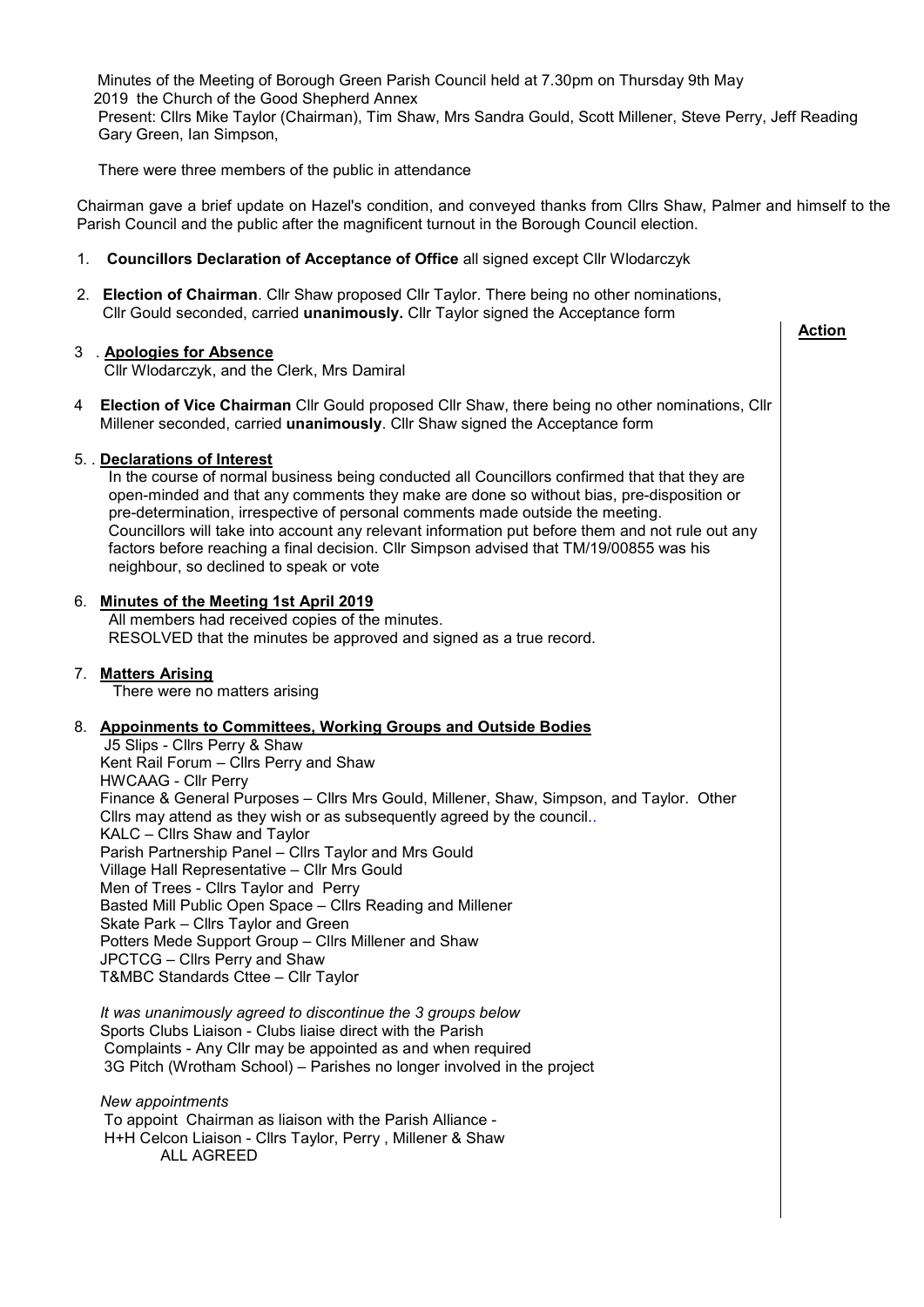Minutes of the Meeting of Borough Green Parish Council held at 7.30pm on Thursday 9th May 2019 the Church of the Good Shepherd Annex

Present: Cllrs Mike Taylor (Chairman), Tim Shaw, Mrs Sandra Gould, Scott Millener, Steve Perry, Jeff Reading Gary Green, Ian Simpson,

There were three members of the public in attendance

Chairman gave a brief update on Hazel's condition, and conveyed thanks from Cllrs Shaw, Palmer and himself to the Parish Council and the public after the magnificent turnout in the Borough Council election.

1. **Councillors Declaration of Acceptance of Office** all signed except Cllr Wlodarczyk

2. **Election of Chairman**. Cllr Shaw proposed Cllr Taylor. There being no other nominations, Cllr Gould seconded, carried **unanimously.** Cllr Taylor signed the Acceptance form

**Action**

3 . **Apologies for Absence**
Cllr Wlodarczyk, and the Clerk, Mrs Damiral

4 **Election of Vice Chairman** Cllr Gould proposed Cllr Shaw, there being no other nominations, Cllr Millener seconded, carried **unanimously**. Cllr Shaw signed the Acceptance form

5. . **Declarations of Interest**
In the course of normal business being conducted all Councillors confirmed that that they are open-minded and that any comments they make are done so without bias, pre-disposition or pre-determination, irrespective of personal comments made outside the meeting. Councillors will take into account any relevant information put before them and not rule out any factors before reaching a final decision. Cllr Simpson advised that TM/19/00855 was his neighbour, so declined to speak or vote

6. **Minutes of the Meeting 1st April 2019**
All members had received copies of the minutes.
RESOLVED that the minutes be approved and signed as a true record.

7. **Matters Arising**
There were no matters arising

8. **Appoinments to Committees, Working Groups and Outside Bodies**
J5 Slips - Cllrs Perry & Shaw
Kent Rail Forum – Cllrs Perry and Shaw
HWCAAG - Cllr Perry
Finance & General Purposes – Cllrs Mrs Gould, Millener, Shaw, Simpson, and Taylor. Other Cllrs may attend as they wish or as subsequently agreed by the council..
KALC – Cllrs Shaw and Taylor
Parish Partnership Panel – Cllrs Taylor and Mrs Gould
Village Hall Representative – Cllr Mrs Gould
Men of Trees - Cllrs Taylor and Perry
Basted Mill Public Open Space – Cllrs Reading and Millener
Skate Park – Cllrs Taylor and Green
Potters Mede Support Group – Cllrs Millener and Shaw
JPCTCG – Cllrs Perry and Shaw
T&MBC Standards Cttee – Cllr Taylor

*It was unanimously agreed to discontinue the 3 groups below*
Sports Clubs Liaison - Clubs liaise direct with the Parish
Complaints - Any Cllr may be appointed as and when required
3G Pitch (Wrotham School) – Parishes no longer involved in the project

*New appointments*
To appoint Chairman as liaison with the Parish Alliance -
H+H Celcon Liaison - Cllrs Taylor, Perry , Millener & Shaw
ALL AGREED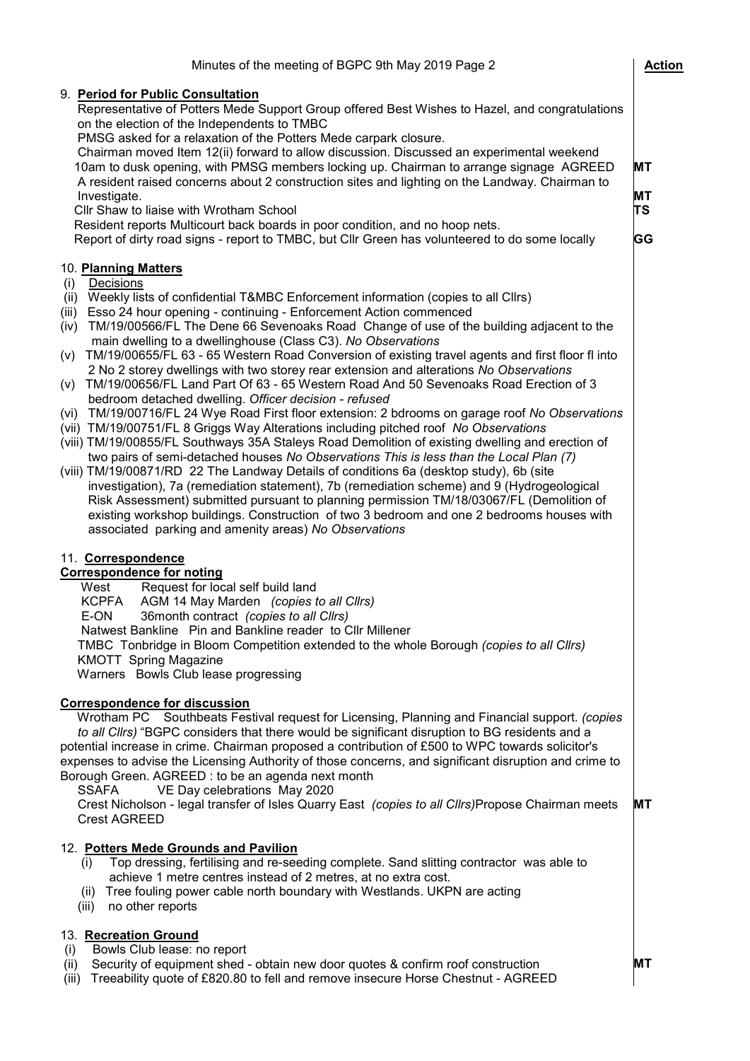| | Action |
|---|---|
| 9. **Period for Public Consultation** | |
| Representative of Potters Mede Support Group offered Best Wishes to Hazel, and congratulations on the election of the Independents to TMBC | |
| PMSG asked for a relaxation of the Potters Mede carpark closure. | |
| Chairman moved Item 12(ii) forward to allow discussion. Discussed an experimental weekend 10am to dusk opening, with PMSG members locking up. Chairman to arrange signage AGREED | **MT** |
| A resident raised concerns about 2 construction sites and lighting on the Landway. Chairman to Investigate. | **MT** |
| Cllr Shaw to liaise with Wrotham School | **TS** |
| Resident reports Multicourt back boards in poor condition, and no hoop nets. | |
| Report of dirty road signs - report to TMBC, but Cllr Green has volunteered to do some locally | **GG** |

10. **Planning Matters**

- (i) Decisions
- (ii) Weekly lists of confidential T&MBC Enforcement information (copies to all Cllrs)
- (iii) Esso 24 hour opening - continuing - Enforcement Action commenced
- (iv) TM/19/00566/FL The Dene 66 Sevenoaks Road Change of use of the building adjacent to the main dwelling to a dwellinghouse (Class C3). *No Observations*
- (v) TM/19/00655/FL 63 - 65 Western Road Conversion of existing travel agents and first floor fl into 2 No 2 storey dwellings with two storey rear extension and alterations *No Observations*
- (v) TM/19/00656/FL Land Part Of 63 - 65 Western Road And 50 Sevenoaks Road Erection of 3 bedroom detached dwelling. *Officer decision - refused*
- (vi) TM/19/00716/FL 24 Wye Road First floor extension: 2 bdrooms on garage roof *No Observations*
- (vii) TM/19/00751/FL 8 Griggs Way Alterations including pitched roof *No Observations*
- (viii) TM/19/00855/FL Southways 35A Staleys Road Demolition of existing dwelling and erection of two pairs of semi-detached houses *No Observations This is less than the Local Plan (7)*
- (viii) TM/19/00871/RD 22 The Landway Details of conditions 6a (desktop study), 6b (site investigation), 7a (remediation statement), 7b (remediation scheme) and 9 (Hydrogeological Risk Assessment) submitted pursuant to planning permission TM/18/03067/FL (Demolition of existing workshop buildings. Construction of two 3 bedroom and one 2 bedrooms houses with associated parking and amenity areas) *No Observations*

11. **Correspondence**

**Correspondence for noting**

- West — Request for local self build land
- KCPFA — AGM 14 May Marden *(copies to all Cllrs)*
- E-ON — 36month contract *(copies to all Cllrs)*
- Natwest Bankline — Pin and Bankline reader to Cllr Millener
- TMBC — Tonbridge in Bloom Competition extended to the whole Borough *(copies to all Cllrs)*
- KMOTT — Spring Magazine
- Warners — Bowls Club lease progressing

**Correspondence for discussion**

| | Action |
|---|---|
| Wrotham PC Southbeats Festival request for Licensing, Planning and Financial support. *(copies to all Cllrs)* "BGPC considers that there would be significant disruption to BG residents and a potential increase in crime. Chairman proposed a contribution of £500 to WPC towards solicitor's expenses to advise the Licensing Authority of those concerns, and significant disruption and crime to Borough Green. AGREED : to be an agenda next month | |
| SSAFA VE Day celebrations May 2020 | |
| Crest Nicholson - legal transfer of Isles Quarry East *(copies to all Cllrs)* Propose Chairman meets Crest AGREED | **MT** |

12. **Potters Mede Grounds and Pavilion**

- (i) Top dressing, fertilising and re-seeding complete. Sand slitting contractor was able to achieve 1 metre centres instead of 2 metres, at no extra cost.
- (ii) Tree fouling power cable north boundary with Westlands. UKPN are acting
- (iii) no other reports

13. **Recreation Ground**

| | Action |
|---|---|
| (i) Bowls Club lease: no report | |
| (ii) Security of equipment shed - obtain new door quotes & confirm roof construction | **MT** |
| (iii) Treeability quote of £820.80 to fell and remove insecure Horse Chestnut - AGREED | |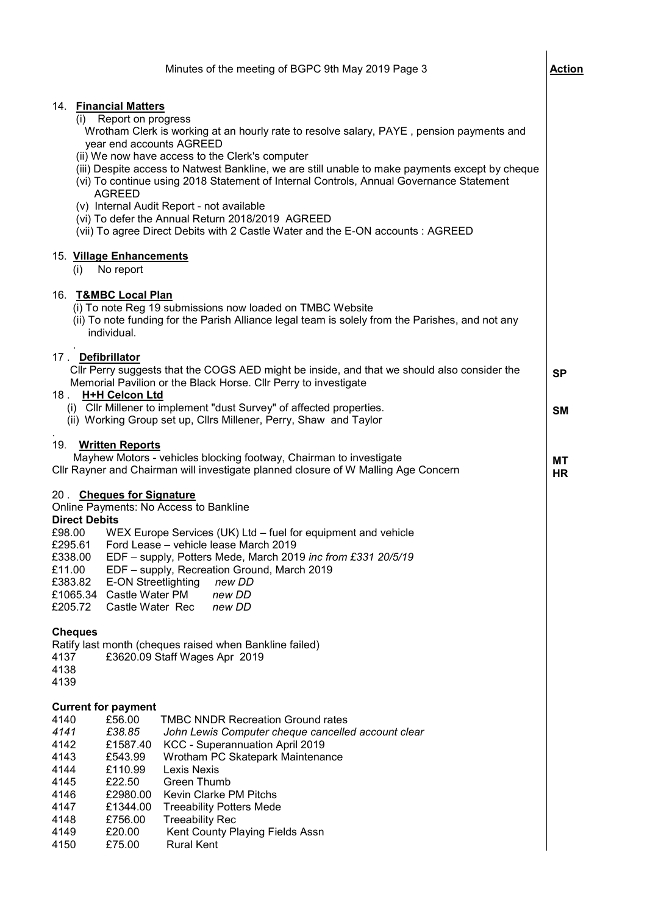Minutes of the meeting of BGPC 9th May 2019 Page 3 **Action**

14. **Financial Matters**
   (i) Report on progress
   Wrotham Clerk is working at an hourly rate to resolve salary, PAYE , pension payments and year end accounts AGREED
   (ii) We now have access to the Clerk's computer
   (iii) Despite access to Natwest Bankline, we are still unable to make payments except by cheque
   (vi) To continue using 2018 Statement of Internal Controls, Annual Governance Statement AGREED
   (v) Internal Audit Report - not available
   (vi) To defer the Annual Return 2018/2019 AGREED
   (vii) To agree Direct Debits with 2 Castle Water and the E-ON accounts : AGREED

15. **Village Enhancements**
   (i) No report

16. **T&MBC Local Plan**
   (i) To note Reg 19 submissions now loaded on TMBC Website
   (ii) To note funding for the Parish Alliance legal team is solely from the Parishes, and not any individual.

17 . **Defibrillator**
   Cllr Perry suggests that the COGS AED might be inside, and that we should also consider the Memorial Pavilion or the Black Horse. Cllr Perry to investigate — **SP**

18 . **H+H Celcon Ltd**
   (i) Cllr Millener to implement "dust Survey" of affected properties. — **SM**
   (ii) Working Group set up, Cllrs Millener, Perry, Shaw and Taylor

19. **Written Reports**
   Mayhew Motors - vehicles blocking footway, Chairman to investigate — **MT**
   Cllr Rayner and Chairman will investigate planned closure of W Malling Age Concern — **HR**

20 . **Cheques for Signature**

Online Payments: No Access to Bankline

**Direct Debits**

| Amount | Description |
|---|---|
| £98.00 | WEX Europe Services (UK) Ltd – fuel for equipment and vehicle |
| £295.61 | Ford Lease – vehicle lease March 2019 |
| £338.00 | EDF – supply, Potters Mede, March 2019 *inc from £331 20/5/19* |
| £11.00 | EDF – supply, Recreation Ground, March 2019 |
| £383.82 | E-ON Streetlighting *new DD* |
| £1065.34 | Castle Water PM *new DD* |
| £205.72 | Castle Water Rec *new DD* |

**Cheques**

Ratify last month (cheques raised when Bankline failed)

| No. | Amount / Description |
|---|---|
| 4137 | £3620.09 Staff Wages Apr 2019 |
| 4138 | |
| 4139 | |

**Current for payment**

| No. | Amount | Description |
|---|---|---|
| 4140 | £56.00 | TMBC NNDR Recreation Ground rates |
| *4141* | *£38.85* | *John Lewis Computer cheque cancelled account clear* |
| 4142 | £1587.40 | KCC - Superannuation April 2019 |
| 4143 | £543.99 | Wrotham PC Skatepark Maintenance |
| 4144 | £110.99 | Lexis Nexis |
| 4145 | £22.50 | Green Thumb |
| 4146 | £2980.00 | Kevin Clarke PM Pitchs |
| 4147 | £1344.00 | Treeability Potters Mede |
| 4148 | £756.00 | Treeability Rec |
| 4149 | £20.00 | Kent County Playing Fields Assn |
| 4150 | £75.00 | Rural Kent |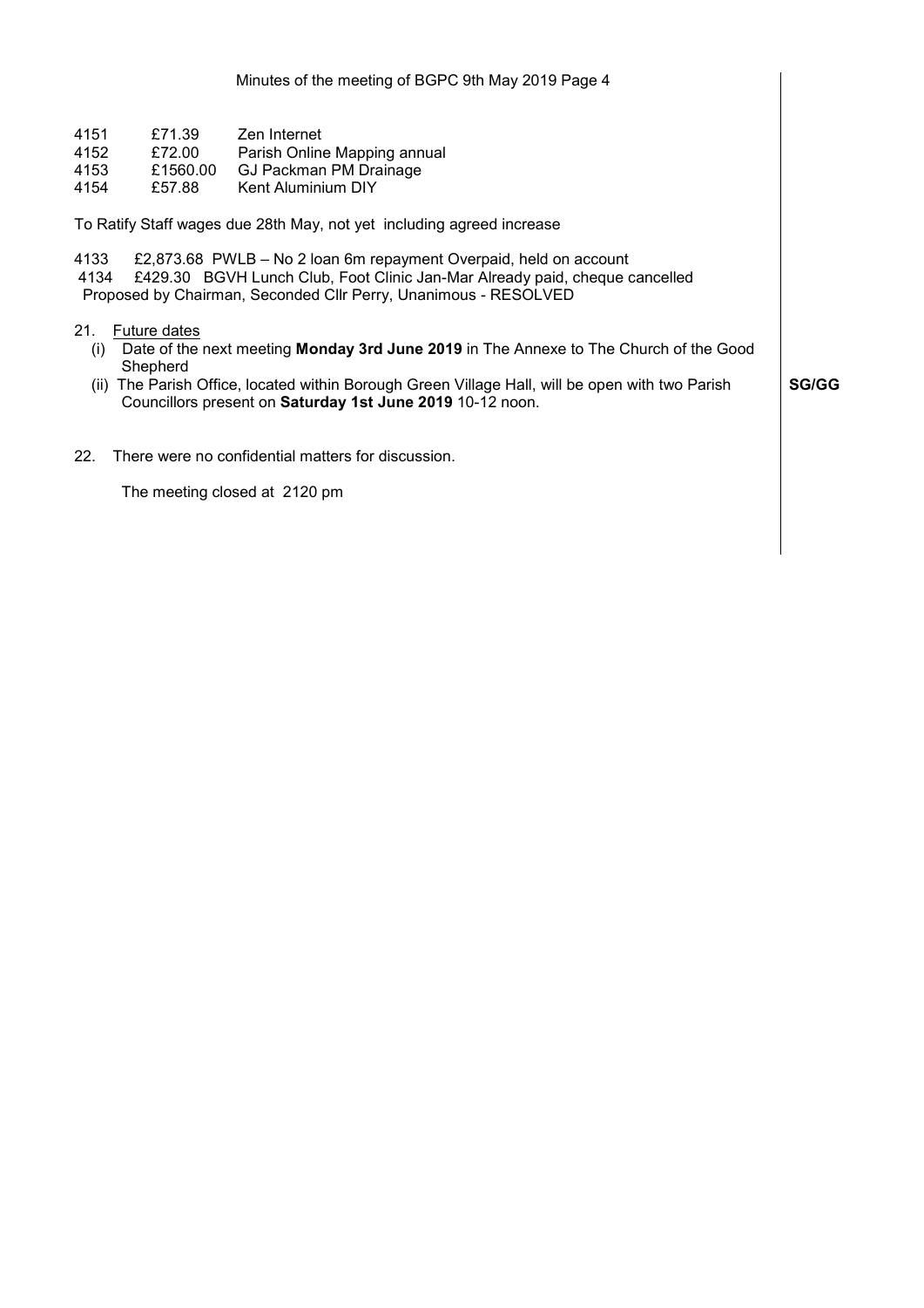| | | |
|---|---|---|
| 4151 | £71.39 | Zen Internet |
| 4152 | £72.00 | Parish Online Mapping annual |
| 4153 | £1560.00 | GJ Packman PM Drainage |
| 4154 | £57.88 | Kent Aluminium DIY |

To Ratify Staff wages due 28th May, not yet including agreed increase

4133 £2,873.68 PWLB – No 2 loan 6m repayment Overpaid, held on account
4134 £429.30 BGVH Lunch Club, Foot Clinic Jan-Mar Already paid, cheque cancelled
Proposed by Chairman, Seconded Cllr Perry, Unanimous - RESOLVED

21. Future dates
   (i) Date of the next meeting **Monday 3rd June 2019** in The Annexe to The Church of the Good Shepherd
   (ii) The Parish Office, located within Borough Green Village Hall, will be open with two Parish Councillors present on **Saturday 1st June 2019** 10-12 noon. **SG/GG**

22. There were no confidential matters for discussion.

The meeting closed at 2120 pm